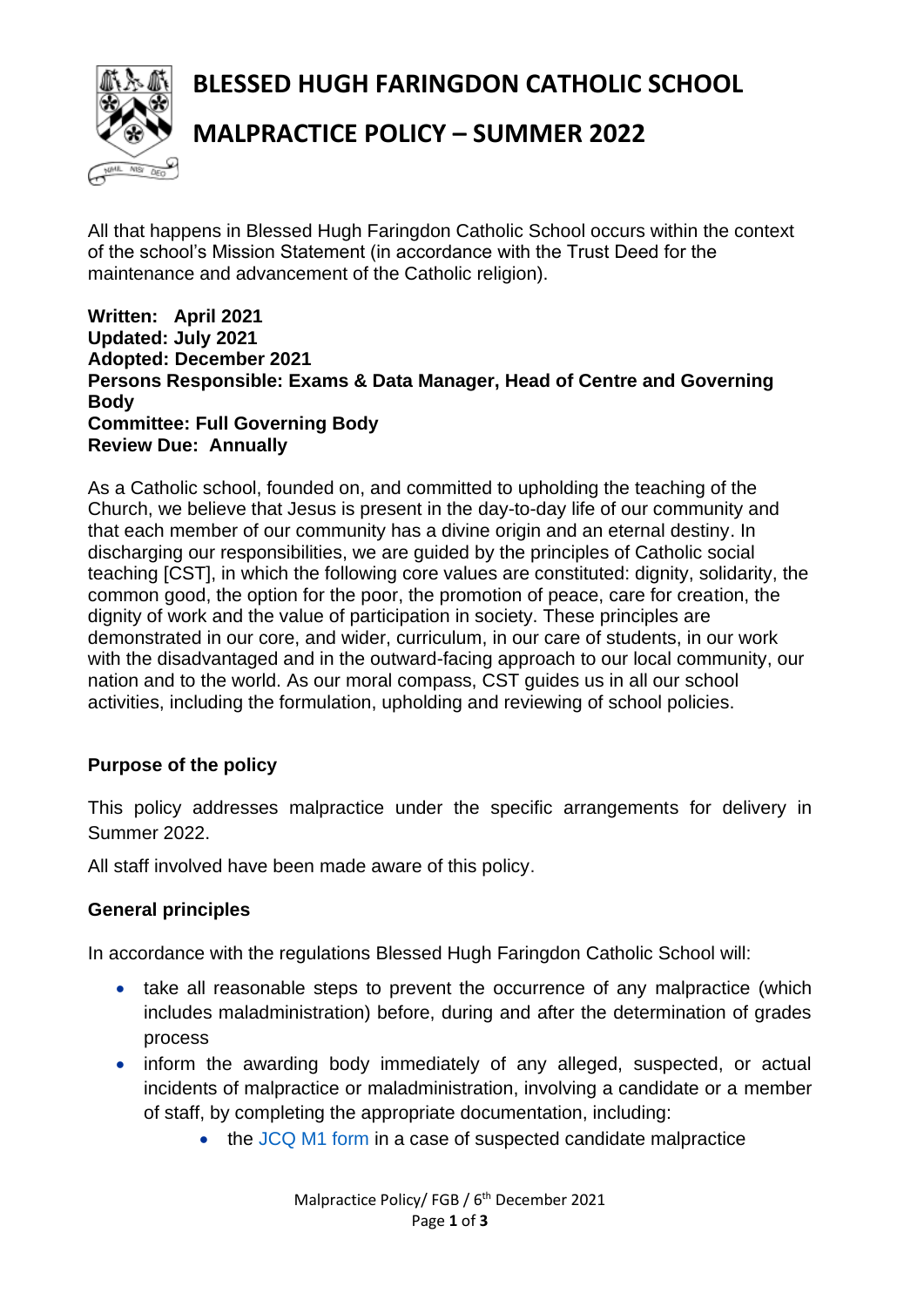# BLESSED HUGH FARINGDON CATHOLIC SCHOOL

# MALPRACTICE POLICY – SUMMER 2022

All that happens in Blessed Hugh Faringdon Catholic School occurs within the context of the school's Mission Statement (in accordance with the Trust Deed for the maintenance and advancement of the Catholic religion).

**Written: April 2021**
**Updated: July 2021**
**Adopted: December 2021**
**Persons Responsible: Exams & Data Manager, Head of Centre and Governing Body**
**Committee: Full Governing Body**
**Review Due: Annually**

As a Catholic school, founded on, and committed to upholding the teaching of the Church, we believe that Jesus is present in the day-to-day life of our community and that each member of our community has a divine origin and an eternal destiny. In discharging our responsibilities, we are guided by the principles of Catholic social teaching [CST], in which the following core values are constituted: dignity, solidarity, the common good, the option for the poor, the promotion of peace, care for creation, the dignity of work and the value of participation in society. These principles are demonstrated in our core, and wider, curriculum, in our care of students, in our work with the disadvantaged and in the outward-facing approach to our local community, our nation and to the world. As our moral compass, CST guides us in all our school activities, including the formulation, upholding and reviewing of school policies.

### Purpose of the policy

This policy addresses malpractice under the specific arrangements for delivery in Summer 2022.

All staff involved have been made aware of this policy.

### General principles

In accordance with the regulations Blessed Hugh Faringdon Catholic School will:

- take all reasonable steps to prevent the occurrence of any malpractice (which includes maladministration) before, during and after the determination of grades process
- inform the awarding body immediately of any alleged, suspected, or actual incidents of malpractice or maladministration, involving a candidate or a member of staff, by completing the appropriate documentation, including:
    - the JCQ M1 form in a case of suspected candidate malpractice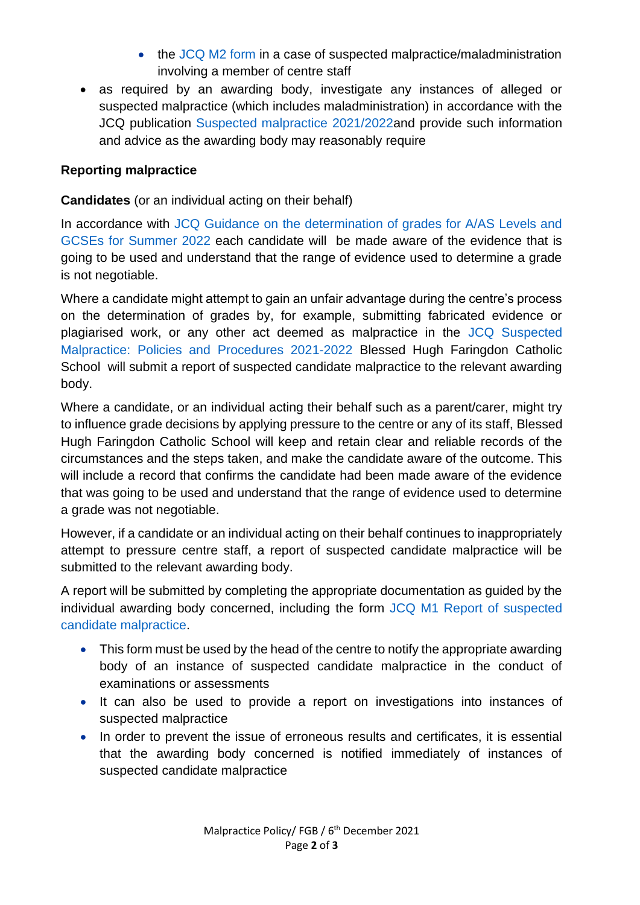- the JCQ M2 form in a case of suspected malpractice/maladministration involving a member of centre staff

- as required by an awarding body, investigate any instances of alleged or suspected malpractice (which includes maladministration) in accordance with the JCQ publication Suspected malpractice 2021/2022and provide such information and advice as the awarding body may reasonably require

**Reporting malpractice**

**Candidates** (or an individual acting on their behalf)

In accordance with JCQ Guidance on the determination of grades for A/AS Levels and GCSEs for Summer 2022 each candidate will be made aware of the evidence that is going to be used and understand that the range of evidence used to determine a grade is not negotiable.

Where a candidate might attempt to gain an unfair advantage during the centre's process on the determination of grades by, for example, submitting fabricated evidence or plagiarised work, or any other act deemed as malpractice in the JCQ Suspected Malpractice: Policies and Procedures 2021-2022 Blessed Hugh Faringdon Catholic School will submit a report of suspected candidate malpractice to the relevant awarding body.

Where a candidate, or an individual acting their behalf such as a parent/carer, might try to influence grade decisions by applying pressure to the centre or any of its staff, Blessed Hugh Faringdon Catholic School will keep and retain clear and reliable records of the circumstances and the steps taken, and make the candidate aware of the outcome. This will include a record that confirms the candidate had been made aware of the evidence that was going to be used and understand that the range of evidence used to determine a grade was not negotiable.

However, if a candidate or an individual acting on their behalf continues to inappropriately attempt to pressure centre staff, a report of suspected candidate malpractice will be submitted to the relevant awarding body.

A report will be submitted by completing the appropriate documentation as guided by the individual awarding body concerned, including the form JCQ M1 Report of suspected candidate malpractice.

- This form must be used by the head of the centre to notify the appropriate awarding body of an instance of suspected candidate malpractice in the conduct of examinations or assessments
- It can also be used to provide a report on investigations into instances of suspected malpractice
- In order to prevent the issue of erroneous results and certificates, it is essential that the awarding body concerned is notified immediately of instances of suspected candidate malpractice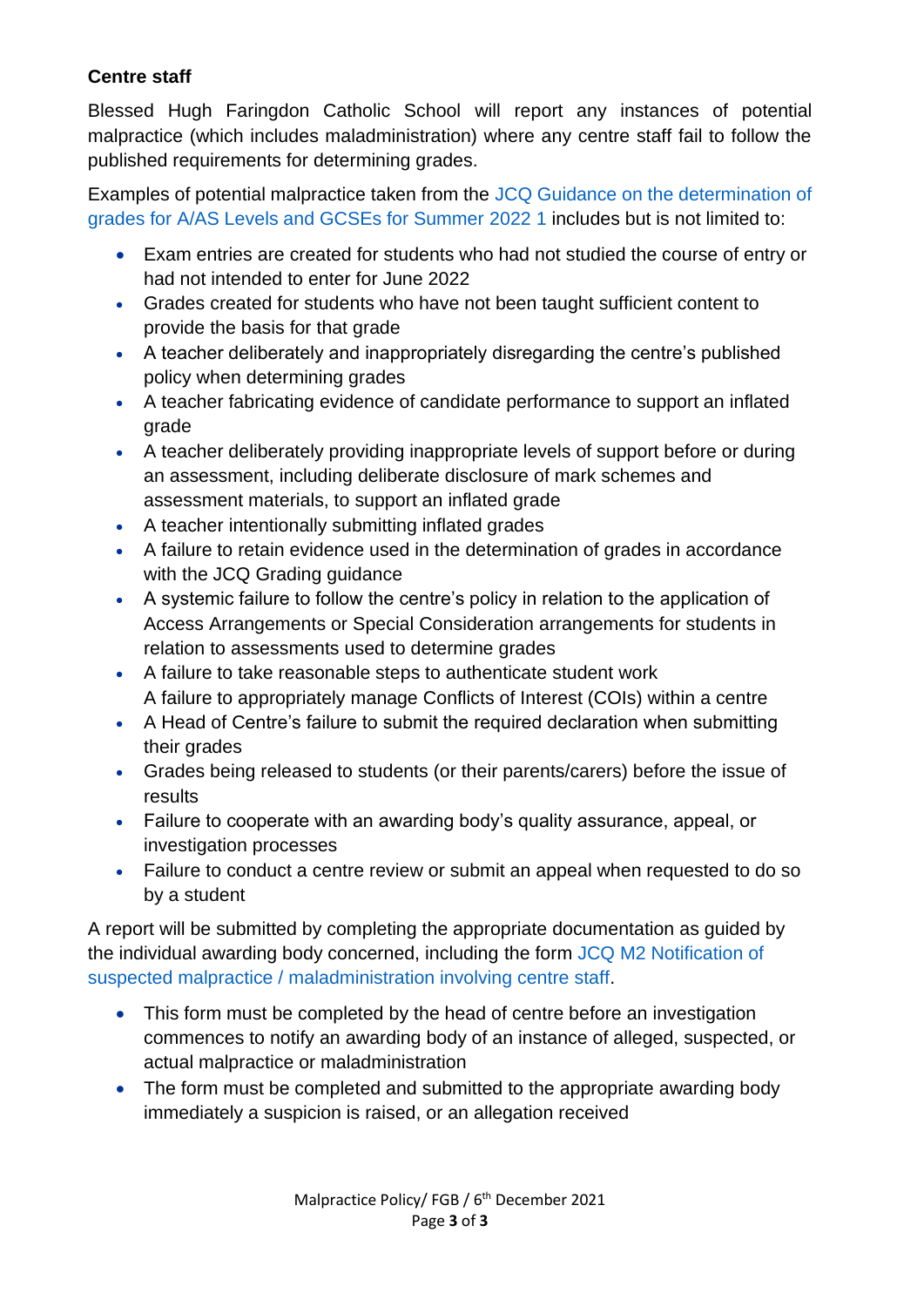**Centre staff**

Blessed Hugh Faringdon Catholic School will report any instances of potential malpractice (which includes maladministration) where any centre staff fail to follow the published requirements for determining grades.

Examples of potential malpractice taken from the JCQ Guidance on the determination of grades for A/AS Levels and GCSEs for Summer 2022 1 includes but is not limited to:

- Exam entries are created for students who had not studied the course of entry or had not intended to enter for June 2022
- Grades created for students who have not been taught sufficient content to provide the basis for that grade
- A teacher deliberately and inappropriately disregarding the centre's published policy when determining grades
- A teacher fabricating evidence of candidate performance to support an inflated grade
- A teacher deliberately providing inappropriate levels of support before or during an assessment, including deliberate disclosure of mark schemes and assessment materials, to support an inflated grade
- A teacher intentionally submitting inflated grades
- A failure to retain evidence used in the determination of grades in accordance with the JCQ Grading guidance
- A systemic failure to follow the centre's policy in relation to the application of Access Arrangements or Special Consideration arrangements for students in relation to assessments used to determine grades
- A failure to take reasonable steps to authenticate student work
  A failure to appropriately manage Conflicts of Interest (COIs) within a centre
- A Head of Centre's failure to submit the required declaration when submitting their grades
- Grades being released to students (or their parents/carers) before the issue of results
- Failure to cooperate with an awarding body's quality assurance, appeal, or investigation processes
- Failure to conduct a centre review or submit an appeal when requested to do so by a student

A report will be submitted by completing the appropriate documentation as guided by the individual awarding body concerned, including the form JCQ M2 Notification of suspected malpractice / maladministration involving centre staff.

- This form must be completed by the head of centre before an investigation commences to notify an awarding body of an instance of alleged, suspected, or actual malpractice or maladministration
- The form must be completed and submitted to the appropriate awarding body immediately a suspicion is raised, or an allegation received